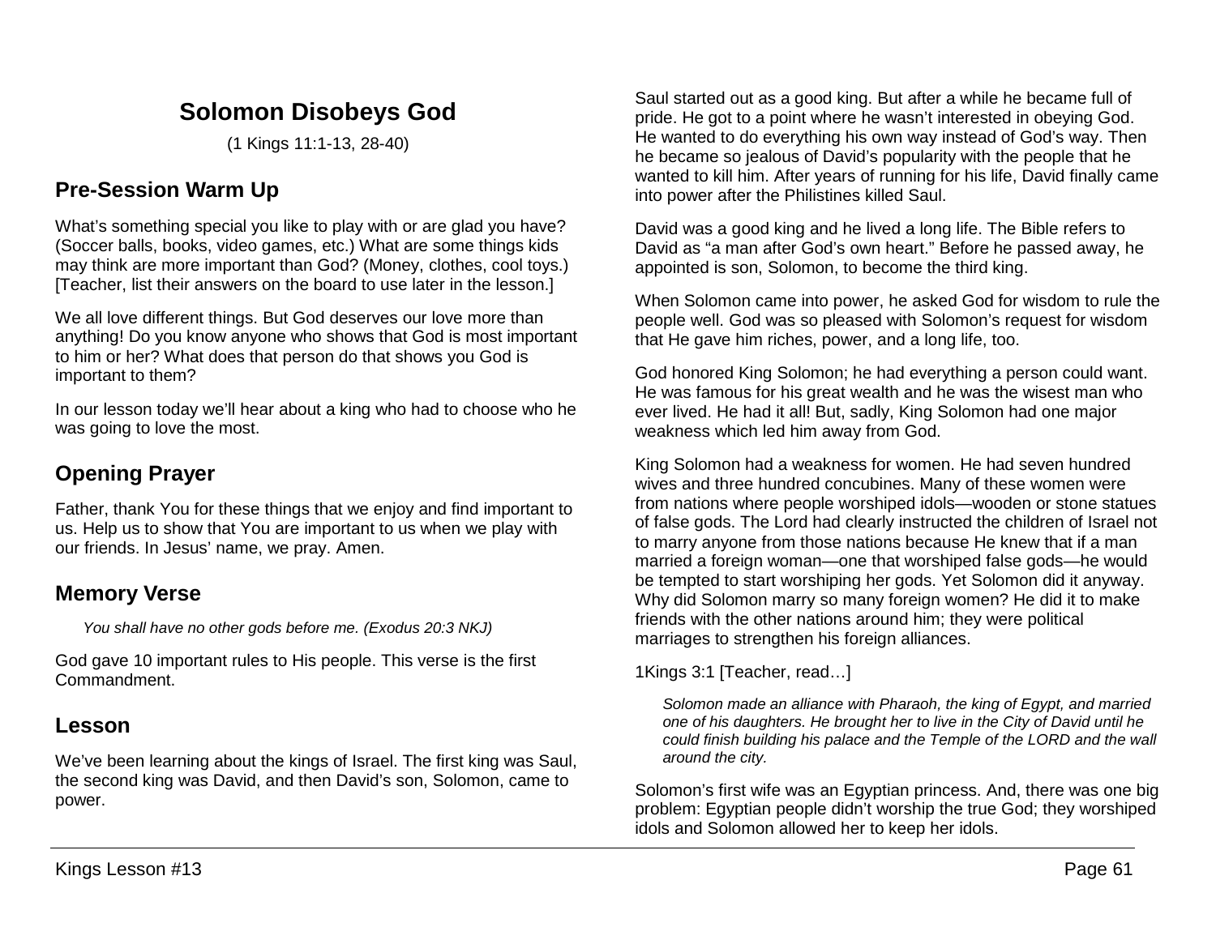# Solomon Disobeys God

(1 Kings 11:1-13, 28-40)

## Pre-Session Warm Up

What's something special you like to play with or are glad you have? (Soccer balls, books, video games, etc.) What are some things kids may think are more important than God? (Money, clothes, cool toys.) [Teacher, list their answers on the board to use later in the lesson.]

We all love different things. But God deserves our love more than anything! Do you know anyone who shows that God is most important to him or her? What does that person do that shows you God is important to them?

In our lesson today we'll hear about a king who had to choose who he was going to love the most.

## Opening Prayer

Father, thank You for these things that we enjoy and find important to us. Help us to show that You are important to us when we play with our friends. In Jesus' name, we pray. Amen.

## Memory Verse

> *You shall have no other gods before me. (Exodus 20:3 NKJ)*

God gave 10 important rules to His people. This verse is the first Commandment.

## Lesson

We've been learning about the kings of Israel. The first king was Saul, the second king was David, and then David's son, Solomon, came to power.

Saul started out as a good king. But after a while he became full of pride. He got to a point where he wasn't interested in obeying God. He wanted to do everything his own way instead of God's way. Then he became so jealous of David's popularity with the people that he wanted to kill him. After years of running for his life, David finally came into power after the Philistines killed Saul.

David was a good king and he lived a long life. The Bible refers to David as "a man after God's own heart." Before he passed away, he appointed is son, Solomon, to become the third king.

When Solomon came into power, he asked God for wisdom to rule the people well. God was so pleased with Solomon's request for wisdom that He gave him riches, power, and a long life, too.

God honored King Solomon; he had everything a person could want. He was famous for his great wealth and he was the wisest man who ever lived. He had it all! But, sadly, King Solomon had one major weakness which led him away from God.

King Solomon had a weakness for women. He had seven hundred wives and three hundred concubines. Many of these women were from nations where people worshiped idols—wooden or stone statues of false gods. The Lord had clearly instructed the children of Israel not to marry anyone from those nations because He knew that if a man married a foreign woman—one that worshiped false gods—he would be tempted to start worshiping her gods. Yet Solomon did it anyway. Why did Solomon marry so many foreign women? He did it to make friends with the other nations around him; they were political marriages to strengthen his foreign alliances.

1Kings 3:1 [Teacher, read…]

> *Solomon made an alliance with Pharaoh, the king of Egypt, and married one of his daughters. He brought her to live in the City of David until he could finish building his palace and the Temple of the LORD and the wall around the city.*

Solomon's first wife was an Egyptian princess. And, there was one big problem: Egyptian people didn't worship the true God; they worshiped idols and Solomon allowed her to keep her idols.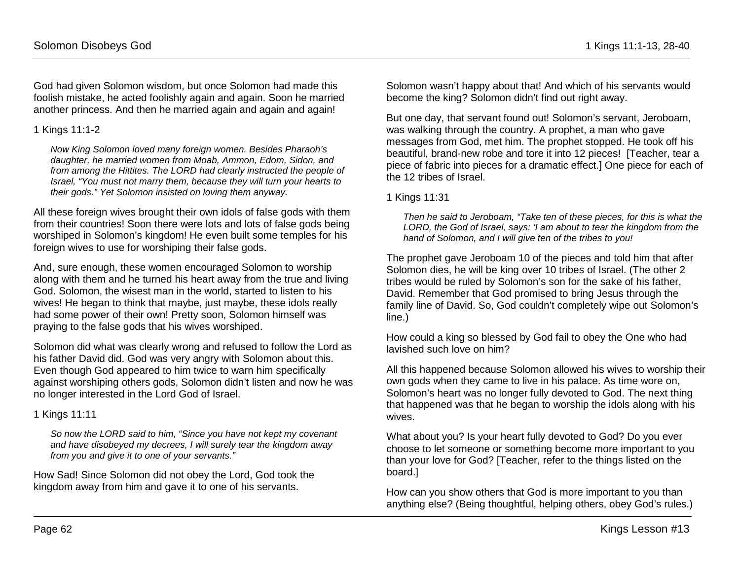God had given Solomon wisdom, but once Solomon had made this foolish mistake, he acted foolishly again and again. Soon he married another princess. And then he married again and again and again!

1 Kings 11:1-2

> *Now King Solomon loved many foreign women. Besides Pharaoh's daughter, he married women from Moab, Ammon, Edom, Sidon, and from among the Hittites. The LORD had clearly instructed the people of Israel, "You must not marry them, because they will turn your hearts to their gods." Yet Solomon insisted on loving them anyway.*

All these foreign wives brought their own idols of false gods with them from their countries! Soon there were lots and lots of false gods being worshiped in Solomon's kingdom! He even built some temples for his foreign wives to use for worshiping their false gods.

And, sure enough, these women encouraged Solomon to worship along with them and he turned his heart away from the true and living God. Solomon, the wisest man in the world, started to listen to his wives! He began to think that maybe, just maybe, these idols really had some power of their own! Pretty soon, Solomon himself was praying to the false gods that his wives worshiped.

Solomon did what was clearly wrong and refused to follow the Lord as his father David did. God was very angry with Solomon about this. Even though God appeared to him twice to warn him specifically against worshiping others gods, Solomon didn't listen and now he was no longer interested in the Lord God of Israel.

1 Kings 11:11

> *So now the LORD said to him, "Since you have not kept my covenant and have disobeyed my decrees, I will surely tear the kingdom away from you and give it to one of your servants."*

How Sad! Since Solomon did not obey the Lord, God took the kingdom away from him and gave it to one of his servants.

Solomon wasn't happy about that! And which of his servants would become the king? Solomon didn't find out right away.

But one day, that servant found out! Solomon's servant, Jeroboam, was walking through the country. A prophet, a man who gave messages from God, met him. The prophet stopped. He took off his beautiful, brand-new robe and tore it into 12 pieces! [Teacher, tear a piece of fabric into pieces for a dramatic effect.] One piece for each of the 12 tribes of Israel.

1 Kings 11:31

> *Then he said to Jeroboam, "Take ten of these pieces, for this is what the LORD, the God of Israel, says: 'I am about to tear the kingdom from the hand of Solomon, and I will give ten of the tribes to you!*

The prophet gave Jeroboam 10 of the pieces and told him that after Solomon dies, he will be king over 10 tribes of Israel. (The other 2 tribes would be ruled by Solomon's son for the sake of his father, David. Remember that God promised to bring Jesus through the family line of David. So, God couldn't completely wipe out Solomon's line.)

How could a king so blessed by God fail to obey the One who had lavished such love on him?

All this happened because Solomon allowed his wives to worship their own gods when they came to live in his palace. As time wore on, Solomon's heart was no longer fully devoted to God. The next thing that happened was that he began to worship the idols along with his wives.

What about you? Is your heart fully devoted to God? Do you ever choose to let someone or something become more important to you than your love for God? [Teacher, refer to the things listed on the board.]

How can you show others that God is more important to you than anything else? (Being thoughtful, helping others, obey God's rules.)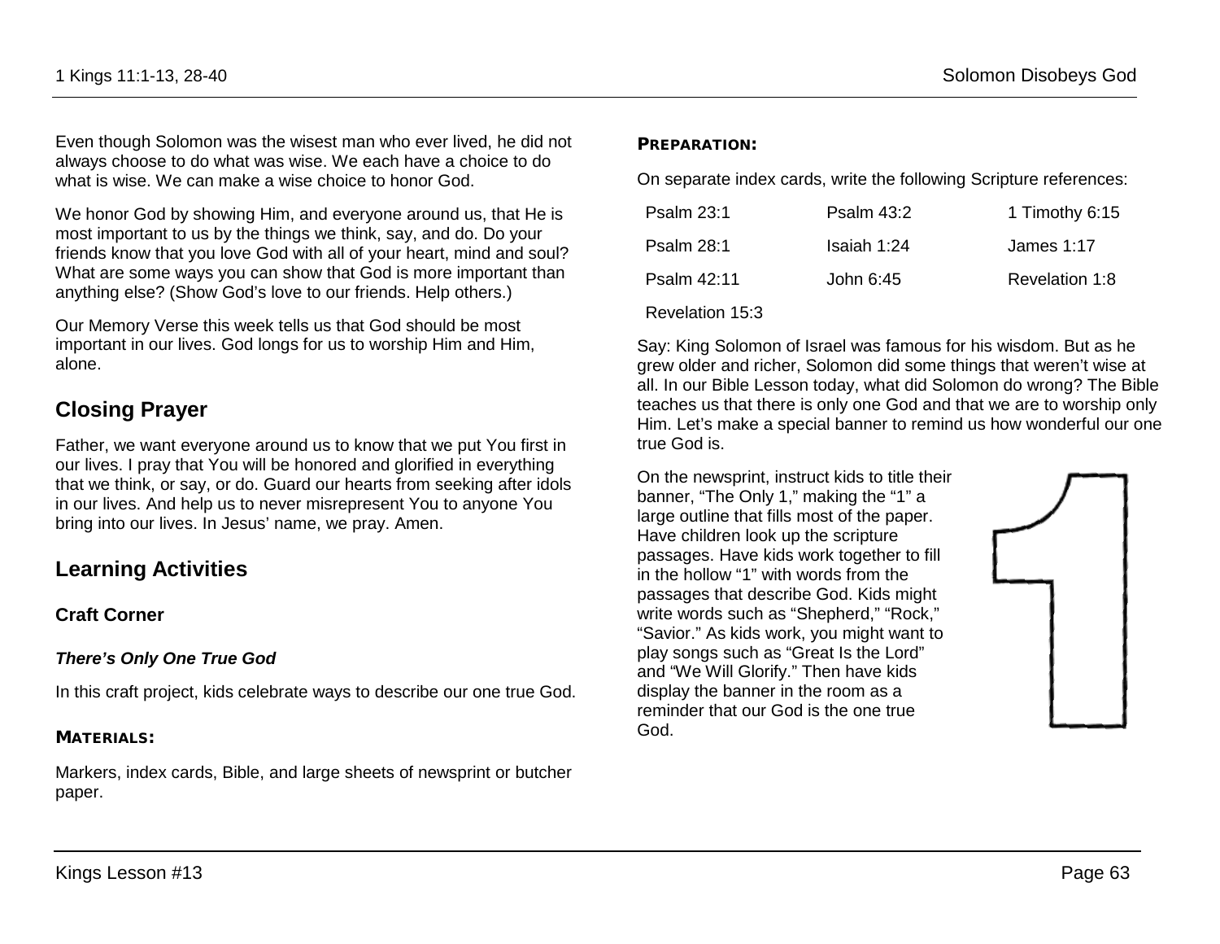Even though Solomon was the wisest man who ever lived, he did not always choose to do what was wise. We each have a choice to do what is wise. We can make a wise choice to honor God.

We honor God by showing Him, and everyone around us, that He is most important to us by the things we think, say, and do. Do your friends know that you love God with all of your heart, mind and soul? What are some ways you can show that God is more important than anything else? (Show God's love to our friends. Help others.)

Our Memory Verse this week tells us that God should be most important in our lives. God longs for us to worship Him and Him, alone.

## Closing Prayer

Father, we want everyone around us to know that we put You first in our lives. I pray that You will be honored and glorified in everything that we think, or say, or do. Guard our hearts from seeking after idols in our lives. And help us to never misrepresent You to anyone You bring into our lives. In Jesus' name, we pray. Amen.

## Learning Activities

### Craft Corner

#### *There's Only One True God*

In this craft project, kids celebrate ways to describe our one true God.

**MATERIALS:**

Markers, index cards, Bible, and large sheets of newsprint or butcher paper.

**PREPARATION:**

On separate index cards, write the following Scripture references:

| | | |
|---|---|---|
| Psalm 23:1 | Psalm 43:2 | 1 Timothy 6:15 |
| Psalm 28:1 | Isaiah 1:24 | James 1:17 |
| Psalm 42:11 | John 6:45 | Revelation 1:8 |
| Revelation 15:3 | | |

Say: King Solomon of Israel was famous for his wisdom. But as he grew older and richer, Solomon did some things that weren't wise at all. In our Bible Lesson today, what did Solomon do wrong? The Bible teaches us that there is only one God and that we are to worship only Him. Let's make a special banner to remind us how wonderful our one true God is.

On the newsprint, instruct kids to title their banner, "The Only 1," making the "1" a large outline that fills most of the paper. Have children look up the scripture passages. Have kids work together to fill in the hollow "1" with words from the passages that describe God. Kids might write words such as "Shepherd," "Rock," "Savior." As kids work, you might want to play songs such as "Great Is the Lord" and "We Will Glorify." Then have kids display the banner in the room as a reminder that our God is the one true God.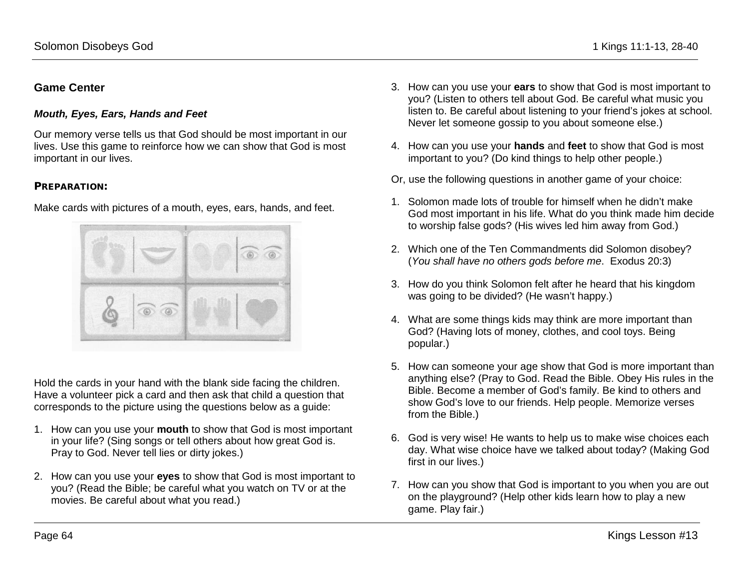## Game Center

### *Mouth, Eyes, Ears, Hands and Feet*

Our memory verse tells us that God should be most important in our lives. Use this game to reinforce how we can show that God is most important in our lives.

**PREPARATION:**

Make cards with pictures of a mouth, eyes, ears, hands, and feet.

Hold the cards in your hand with the blank side facing the children. Have a volunteer pick a card and then ask that child a question that corresponds to the picture using the questions below as a guide:

1. How can you use your **mouth** to show that God is most important in your life? (Sing songs or tell others about how great God is. Pray to God. Never tell lies or dirty jokes.)
2. How can you use your **eyes** to show that God is most important to you? (Read the Bible; be careful what you watch on TV or at the movies. Be careful about what you read.)
3. How can you use your **ears** to show that God is most important to you? (Listen to others tell about God. Be careful what music you listen to. Be careful about listening to your friend's jokes at school. Never let someone gossip to you about someone else.)
4. How can you use your **hands** and **feet** to show that God is most important to you? (Do kind things to help other people.)

Or, use the following questions in another game of your choice:

1. Solomon made lots of trouble for himself when he didn't make God most important in his life. What do you think made him decide to worship false gods? (His wives led him away from God.)
2. Which one of the Ten Commandments did Solomon disobey? (*You shall have no others gods before me.* Exodus 20:3)
3. How do you think Solomon felt after he heard that his kingdom was going to be divided? (He wasn't happy.)
4. What are some things kids may think are more important than God? (Having lots of money, clothes, and cool toys. Being popular.)
5. How can someone your age show that God is more important than anything else? (Pray to God. Read the Bible. Obey His rules in the Bible. Become a member of God's family. Be kind to others and show God's love to our friends. Help people. Memorize verses from the Bible.)
6. God is very wise! He wants to help us to make wise choices each day. What wise choice have we talked about today? (Making God first in our lives.)
7. How can you show that God is important to you when you are out on the playground? (Help other kids learn how to play a new game. Play fair.)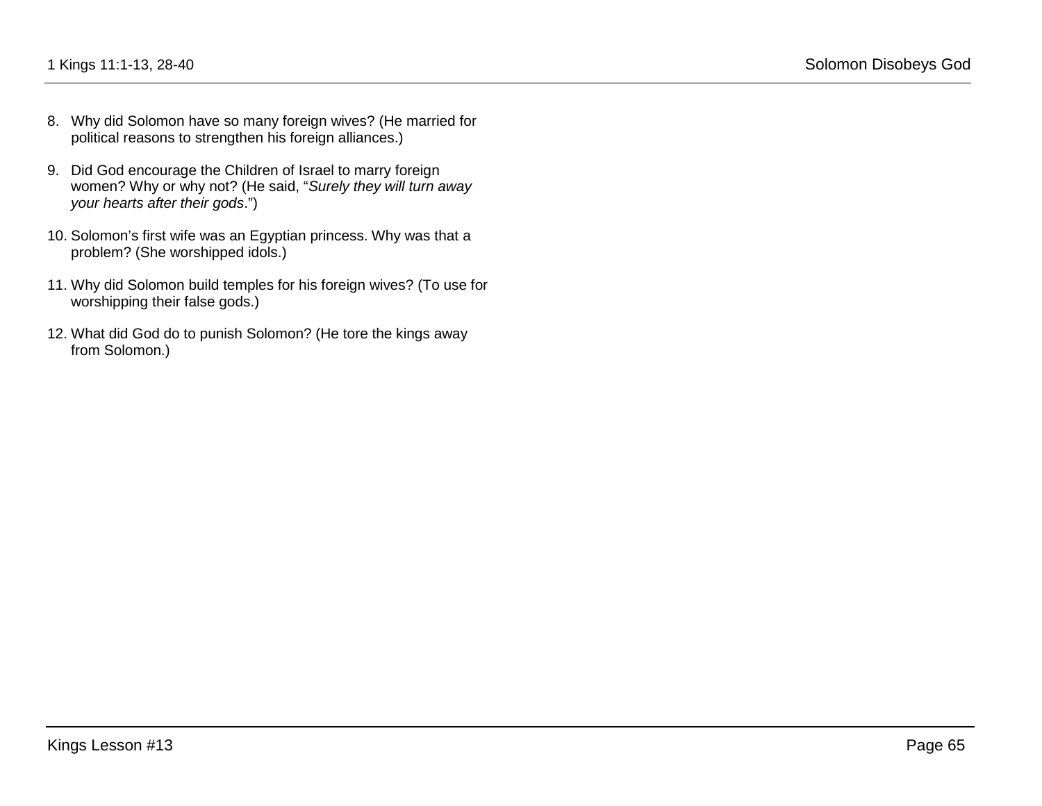8. Why did Solomon have so many foreign wives? (He married for political reasons to strengthen his foreign alliances.)

9. Did God encourage the Children of Israel to marry foreign women? Why or why not? (He said, "*Surely they will turn away your hearts after their gods*.")

10. Solomon's first wife was an Egyptian princess. Why was that a problem? (She worshipped idols.)

11. Why did Solomon build temples for his foreign wives? (To use for worshipping their false gods.)

12. What did God do to punish Solomon? (He tore the kings away from Solomon.)